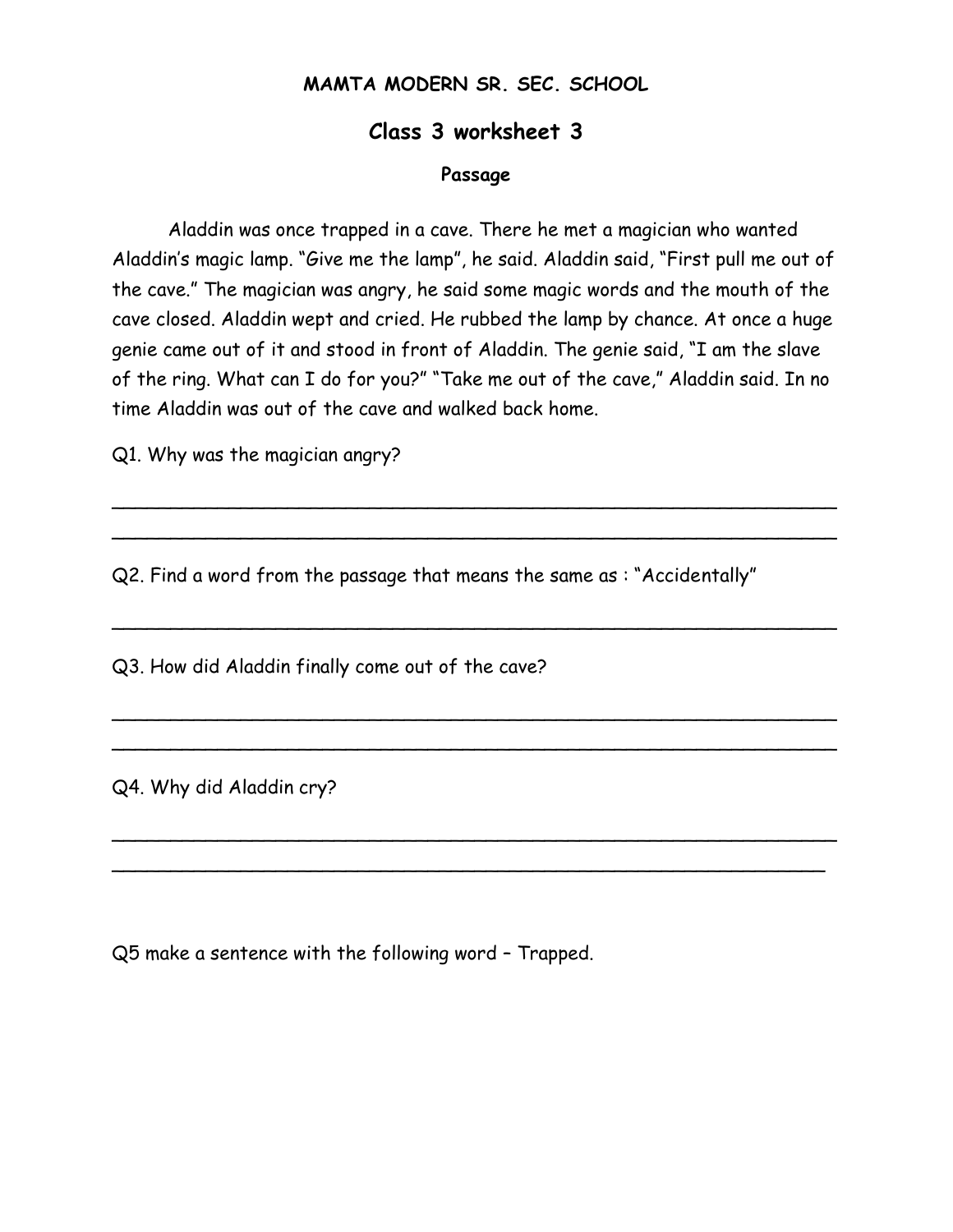# MAMTA MODERN SR. SEC. SCHOOL

## Class 3 worksheet 3

### Passage

Aladdin was once trapped in a cave. There he met a magician who wanted Aladdin's magic lamp. "Give me the lamp", he said. Aladdin said, "First pull me out of the cave." The magician was angry, he said some magic words and the mouth of the cave closed. Aladdin wept and cried. He rubbed the lamp by chance. At once a huge genie came out of it and stood in front of Aladdin. The genie said, "I am the slave of the ring. What can I do for you?" "Take me out of the cave," Aladdin said. In no time Aladdin was out of the cave and walked back home.

Q1. Why was the magician angry?

______________________________________________________________

______________________________________________________________

Q2. Find a word from the passage that means the same as : "Accidentally"

______________________________________________________________

Q3. How did Aladdin finally come out of the cave?

______________________________________________________________

______________________________________________________________

Q4. Why did Aladdin cry?

______________________________________________________________

______________________________________________________________

Q5 make a sentence with the following word – Trapped.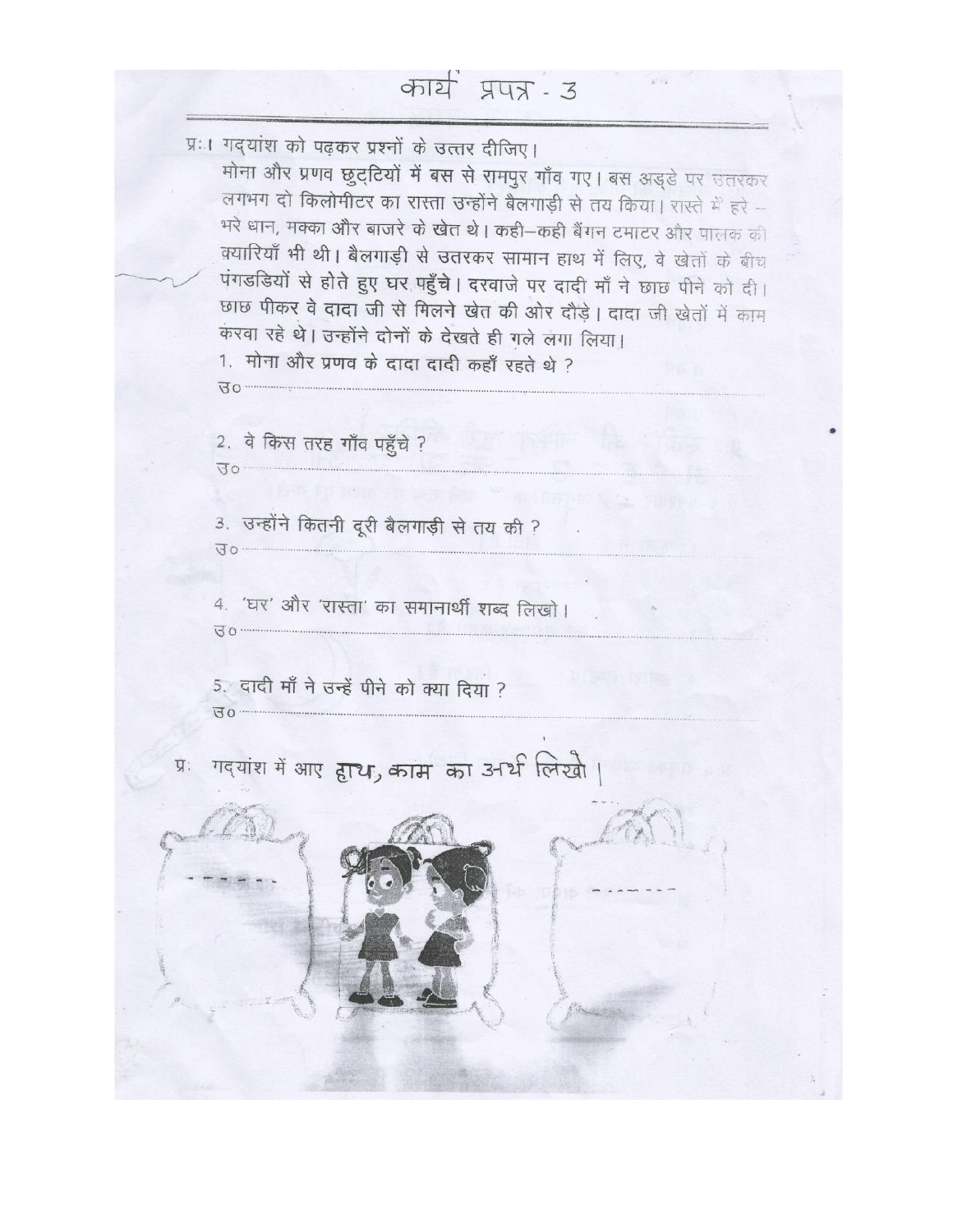# कार्य प्रपत्र - 3

प्र॰1 गद्यांश को पढ़कर प्रश्नों के उत्तर दीजिए।

मोना और प्रणव छुट्टियों में बस से रामपुर गाँव गए। बस अड्डे पर उतरकर लगभग दो किलोमीटर का रास्ता उन्होंने बैलगाड़ी से तय किया। रास्ते में हरे – भरे धान, मक्का और बाजरे के खेत थे। कही–कही बैंगन टमाटर और पालक की क्यारियाँ भी थी। बैलगाड़ी से उतरकर सामान हाथ में लिए, वे खेतों के बीच पंगडडियों से होते हुए घर पहुँचे। दरवाजे पर दादी माँ ने छाछ पीने को दी। छाछ पीकर वे दादा जी से मिलने खेत की ओर दौड़े। दादा जी खेतों में काम करवा रहे थे। उन्होंने दोनों के देखते ही गले लगा लिया।

1. मोना और प्रणव के दादा दादी कहाँ रहते थे ?

उ॰ ........................................................................

2. वे किस तरह गाँव पहुँचे ?

उ॰ ........................................................................

3. उन्होंने कितनी दूरी बैलगाड़ी से तय की ?

उ॰ ........................................................................

4. 'घर' और 'रास्ता' का समानार्थी शब्द लिखो।

उ॰ ........................................................................

5. दादी माँ ने उन्हें पीने को क्या दिया ?

उ॰ ........................................................................

प्र॰ गद्यांश में आए हाथ, काम का अर्थ लिखो।

- - - - - -    - - - - - - -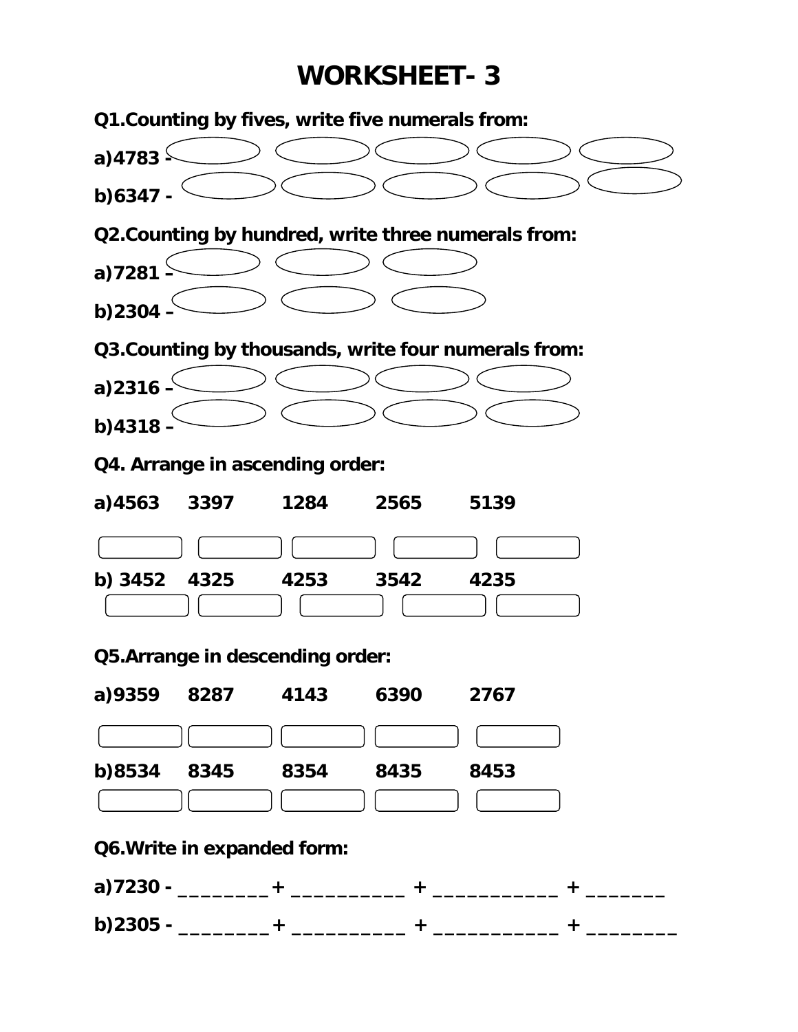# WORKSHEET- 3

**Q1.Counting by fives, write five numerals from:**

**a)4783 -**

**b)6347 -**

**Q2.Counting by hundred, write three numerals from:**

**a)7281 –**

**b)2304 –**

**Q3.Counting by thousands, write four numerals from:**

**a)2316 –**

**b)4318 –**

**Q4. Arrange in ascending order:**

**a)4563 3397 1284 2565 5139**

**b) 3452 4325 4253 3542 4235**

**Q5.Arrange in descending order:**

**a)9359 8287 4143 6390 2767**

**b)8534 8345 8354 8435 8453**

**Q6.Write in expanded form:**

**a)7230 - ________+ __________ + ___________ + _______**

**b)2305 - ________+ __________ + ___________ + ________**